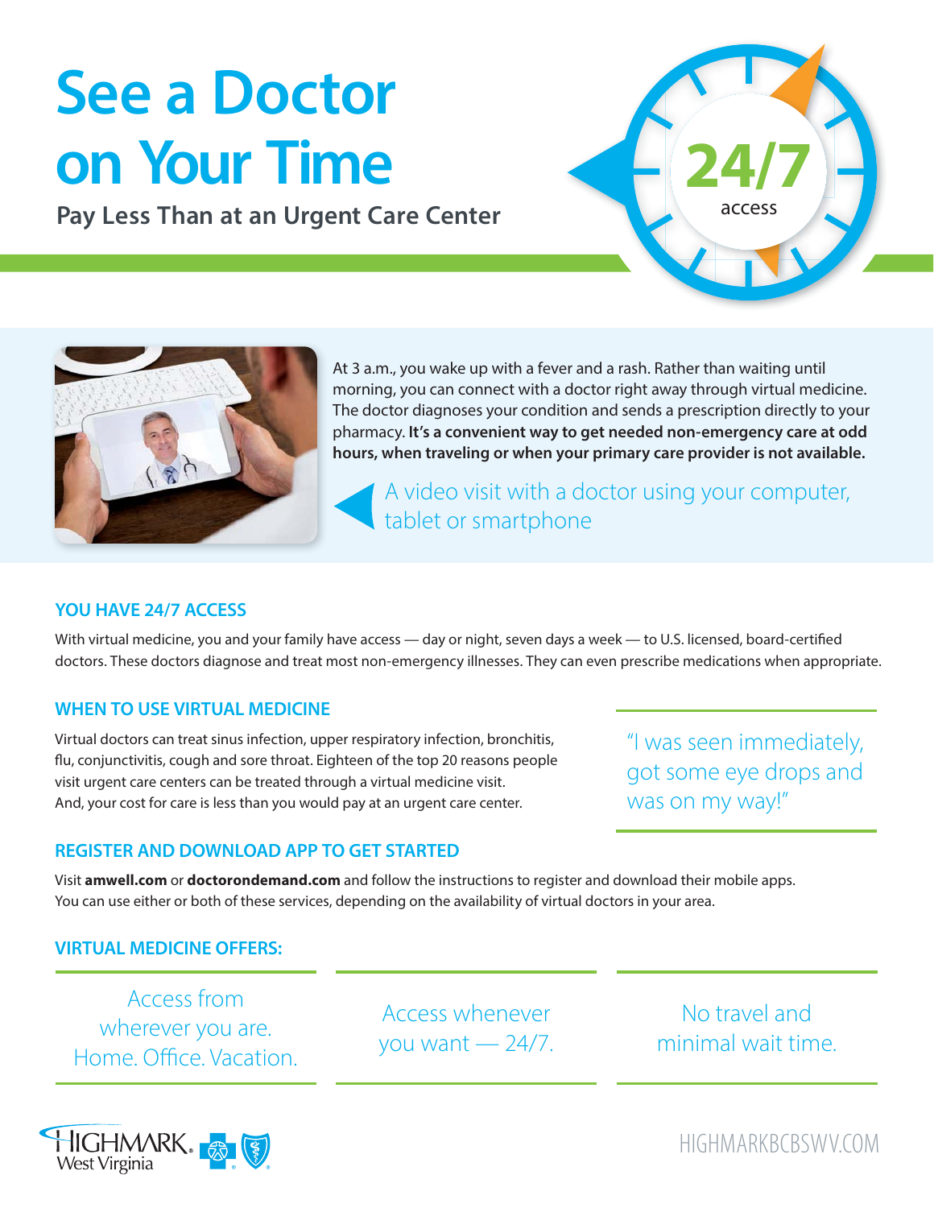# See a Doctor on Your Time

## Pay Less Than at an Urgent Care Center

24/7 access

At 3 a.m., you wake up with a fever and a rash. Rather than waiting until morning, you can connect with a doctor right away through virtual medicine. The doctor diagnoses your condition and sends a prescription directly to your pharmacy. **It's a convenient way to get needed non-emergency care at odd hours, when traveling or when your primary care provider is not available.**

A video visit with a doctor using your computer, tablet or smartphone

### YOU HAVE 24/7 ACCESS

With virtual medicine, you and your family have access — day or night, seven days a week — to U.S. licensed, board-certified doctors. These doctors diagnose and treat most non-emergency illnesses. They can even prescribe medications when appropriate.

### WHEN TO USE VIRTUAL MEDICINE

Virtual doctors can treat sinus infection, upper respiratory infection, bronchitis, flu, conjunctivitis, cough and sore throat. Eighteen of the top 20 reasons people visit urgent care centers can be treated through a virtual medicine visit. And, your cost for care is less than you would pay at an urgent care center.

"I was seen immediately, got some eye drops and was on my way!"

### REGISTER AND DOWNLOAD APP TO GET STARTED

Visit **amwell.com** or **doctorondemand.com** and follow the instructions to register and download their mobile apps. You can use either or both of these services, depending on the availability of virtual doctors in your area.

### VIRTUAL MEDICINE OFFERS:

- Access from wherever you are. Home. Office. Vacation.
- Access whenever you want — 24/7.
- No travel and minimal wait time.

HIGHMARK West Virginia

HIGHMARKBCBSWV.COM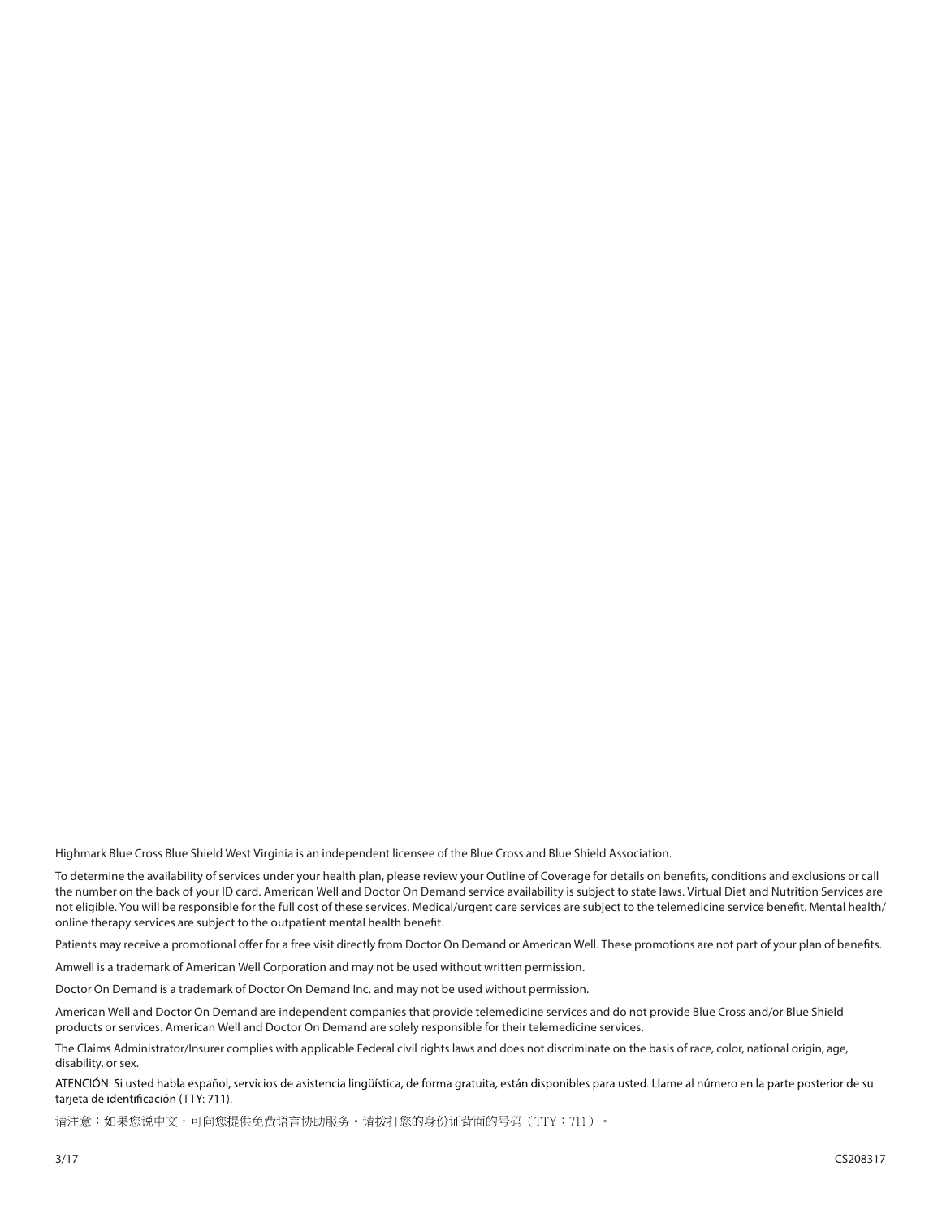Highmark Blue Cross Blue Shield West Virginia is an independent licensee of the Blue Cross and Blue Shield Association.

To determine the availability of services under your health plan, please review your Outline of Coverage for details on benefits, conditions and exclusions or call the number on the back of your ID card. American Well and Doctor On Demand service availability is subject to state laws. Virtual Diet and Nutrition Services are not eligible. You will be responsible for the full cost of these services. Medical/urgent care services are subject to the telemedicine service benefit. Mental health/online therapy services are subject to the outpatient mental health benefit.

Patients may receive a promotional offer for a free visit directly from Doctor On Demand or American Well. These promotions are not part of your plan of benefits.

Amwell is a trademark of American Well Corporation and may not be used without written permission.

Doctor On Demand is a trademark of Doctor On Demand Inc. and may not be used without permission.

American Well and Doctor On Demand are independent companies that provide telemedicine services and do not provide Blue Cross and/or Blue Shield products or services. American Well and Doctor On Demand are solely responsible for their telemedicine services.

The Claims Administrator/Insurer complies with applicable Federal civil rights laws and does not discriminate on the basis of race, color, national origin, age, disability, or sex.

ATENCIÓN: Si usted habla español, servicios de asistencia lingüística, de forma gratuita, están disponibles para usted. Llame al número en la parte posterior de su tarjeta de identificación (TTY: 711).

请注意：如果您说中文，可向您提供免费语言协助服务。请拨打您的身份证背面的号码（TTY：711）。

3/17

CS208317